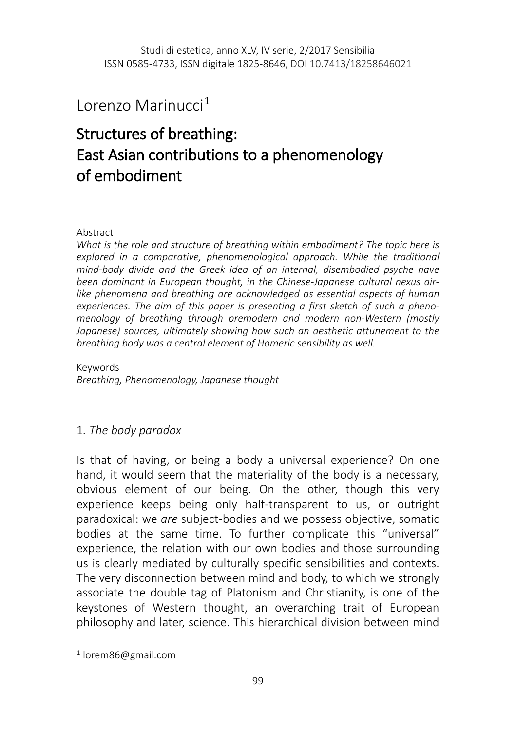Studi di estetica, anno XLV, IV serie, 2/2017 Sensibilia
ISSN 0585-4733, ISSN digitale 1825-8646, DOI 10.7413/18258646021

Lorenzo Marinucci[1]

# Structures of breathing: East Asian contributions to a phenomenology of embodiment

Abstract

*What is the role and structure of breathing within embodiment? The topic here is explored in a comparative, phenomenological approach. While the traditional mind-body divide and the Greek idea of an internal, disembodied psyche have been dominant in European thought, in the Chinese-Japanese cultural nexus air-like phenomena and breathing are acknowledged as essential aspects of human experiences. The aim of this paper is presenting a first sketch of such a phenomenology of breathing through premodern and modern non-Western (mostly Japanese) sources, ultimately showing how such an aesthetic attunement to the breathing body was a central element of Homeric sensibility as well.*

Keywords

*Breathing, Phenomenology, Japanese thought*

## 1. *The body paradox*

Is that of having, or being a body a universal experience? On one hand, it would seem that the materiality of the body is a necessary, obvious element of our being. On the other, though this very experience keeps being only half-transparent to us, or outright paradoxical: we *are* subject-bodies and we possess objective, somatic bodies at the same time. To further complicate this "universal" experience, the relation with our own bodies and those surrounding us is clearly mediated by culturally specific sensibilities and contexts. The very disconnection between mind and body, to which we strongly associate the double tag of Platonism and Christianity, is one of the keystones of Western thought, an overarching trait of European philosophy and later, science. This hierarchical division between mind

[1] lorem86@gmail.com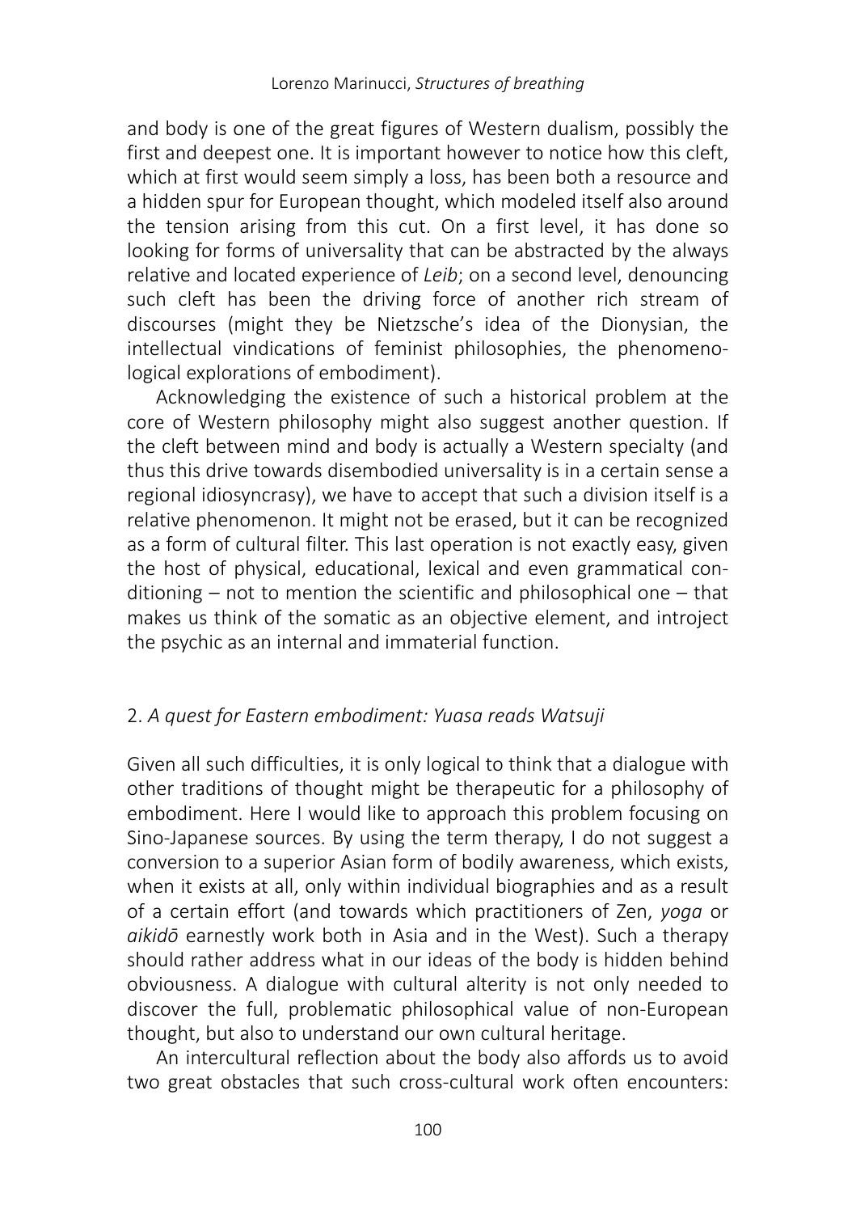and body is one of the great figures of Western dualism, possibly the first and deepest one. It is important however to notice how this cleft, which at first would seem simply a loss, has been both a resource and a hidden spur for European thought, which modeled itself also around the tension arising from this cut. On a first level, it has done so looking for forms of universality that can be abstracted by the always relative and located experience of *Leib*; on a second level, denouncing such cleft has been the driving force of another rich stream of discourses (might they be Nietzsche's idea of the Dionysian, the intellectual vindications of feminist philosophies, the phenomenological explorations of embodiment).

Acknowledging the existence of such a historical problem at the core of Western philosophy might also suggest another question. If the cleft between mind and body is actually a Western specialty (and thus this drive towards disembodied universality is in a certain sense a regional idiosyncrasy), we have to accept that such a division itself is a relative phenomenon. It might not be erased, but it can be recognized as a form of cultural filter. This last operation is not exactly easy, given the host of physical, educational, lexical and even grammatical conditioning – not to mention the scientific and philosophical one – that makes us think of the somatic as an objective element, and introject the psychic as an internal and immaterial function.

## 2. *A quest for Eastern embodiment: Yuasa reads Watsuji*

Given all such difficulties, it is only logical to think that a dialogue with other traditions of thought might be therapeutic for a philosophy of embodiment. Here I would like to approach this problem focusing on Sino-Japanese sources. By using the term therapy, I do not suggest a conversion to a superior Asian form of bodily awareness, which exists, when it exists at all, only within individual biographies and as a result of a certain effort (and towards which practitioners of Zen, *yoga* or *aikidō* earnestly work both in Asia and in the West). Such a therapy should rather address what in our ideas of the body is hidden behind obviousness. A dialogue with cultural alterity is not only needed to discover the full, problematic philosophical value of non-European thought, but also to understand our own cultural heritage.

An intercultural reflection about the body also affords us to avoid two great obstacles that such cross-cultural work often encounters: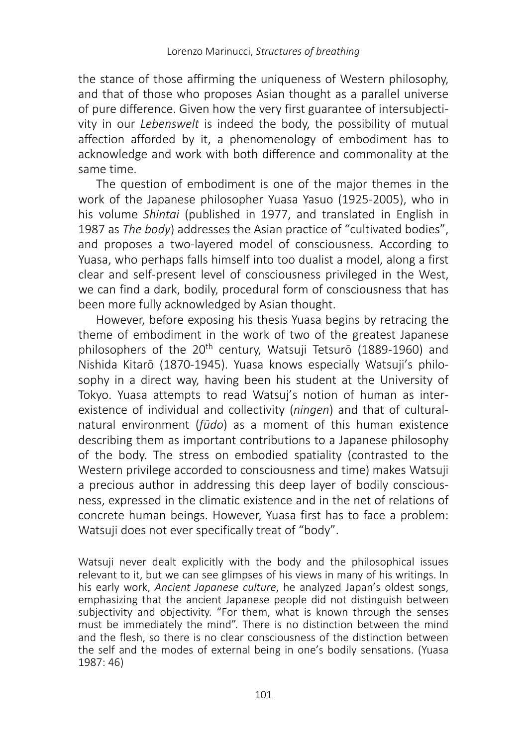the stance of those affirming the uniqueness of Western philosophy, and that of those who proposes Asian thought as a parallel universe of pure difference. Given how the very first guarantee of intersubjectivity in our *Lebenswelt* is indeed the body, the possibility of mutual affection afforded by it, a phenomenology of embodiment has to acknowledge and work with both difference and commonality at the same time.

The question of embodiment is one of the major themes in the work of the Japanese philosopher Yuasa Yasuo (1925-2005), who in his volume *Shintai* (published in 1977, and translated in English in 1987 as *The body*) addresses the Asian practice of "cultivated bodies", and proposes a two-layered model of consciousness. According to Yuasa, who perhaps falls himself into too dualist a model, along a first clear and self-present level of consciousness privileged in the West, we can find a dark, bodily, procedural form of consciousness that has been more fully acknowledged by Asian thought.

However, before exposing his thesis Yuasa begins by retracing the theme of embodiment in the work of two of the greatest Japanese philosophers of the 20th century, Watsuji Tetsurō (1889-1960) and Nishida Kitarō (1870-1945). Yuasa knows especially Watsuji's philosophy in a direct way, having been his student at the University of Tokyo. Yuasa attempts to read Watsuj's notion of human as inter-existence of individual and collectivity (*ningen*) and that of cultural-natural environment (*fūdo*) as a moment of this human existence describing them as important contributions to a Japanese philosophy of the body. The stress on embodied spatiality (contrasted to the Western privilege accorded to consciousness and time) makes Watsuji a precious author in addressing this deep layer of bodily consciousness, expressed in the climatic existence and in the net of relations of concrete human beings. However, Yuasa first has to face a problem: Watsuji does not ever specifically treat of "body".

> Watsuji never dealt explicitly with the body and the philosophical issues relevant to it, but we can see glimpses of his views in many of his writings. In his early work, *Ancient Japanese culture*, he analyzed Japan's oldest songs, emphasizing that the ancient Japanese people did not distinguish between subjectivity and objectivity. "For them, what is known through the senses must be immediately the mind". There is no distinction between the mind and the flesh, so there is no clear consciousness of the distinction between the self and the modes of external being in one's bodily sensations. (Yuasa 1987: 46)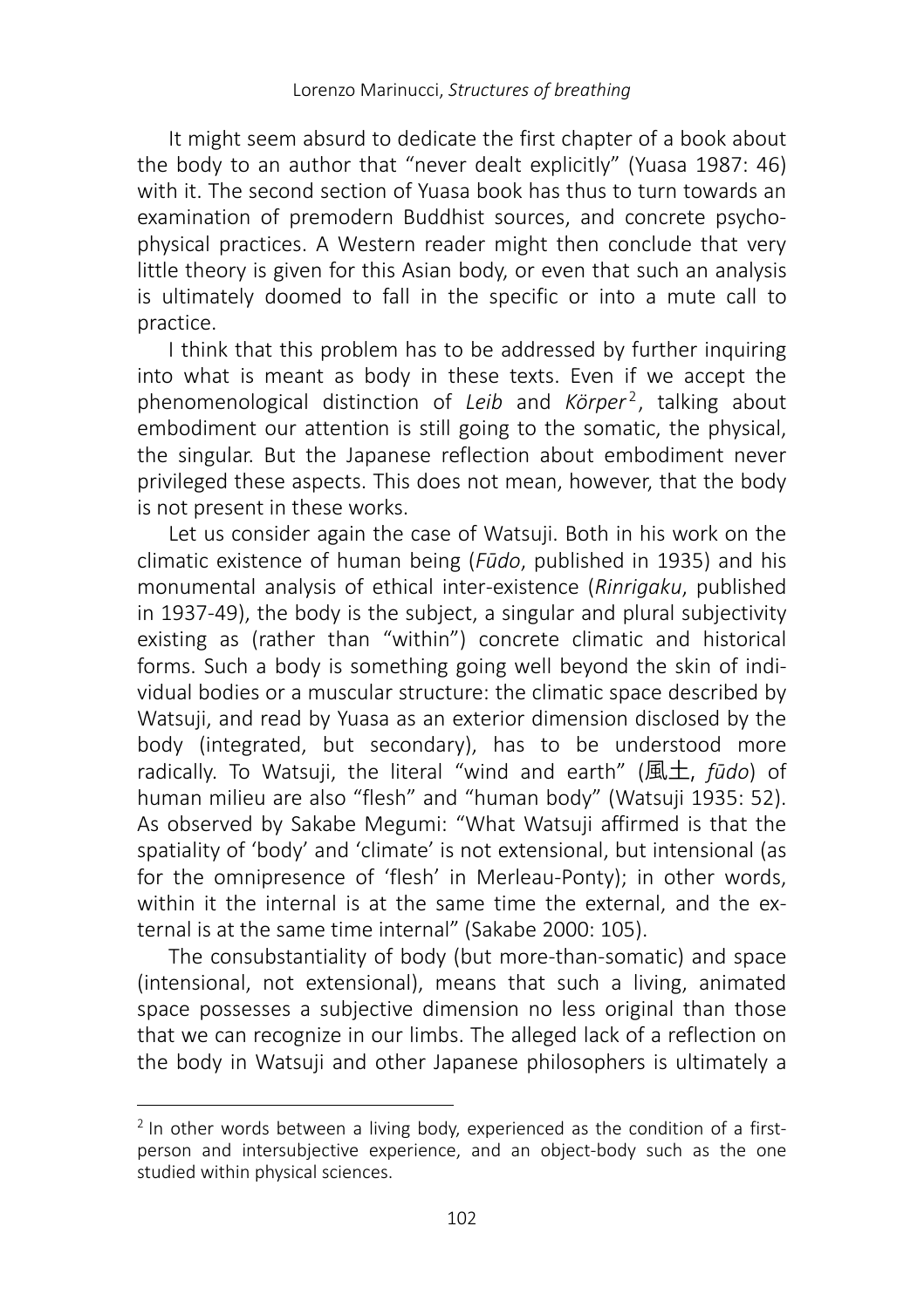It might seem absurd to dedicate the first chapter of a book about the body to an author that "never dealt explicitly" (Yuasa 1987: 46) with it. The second section of Yuasa book has thus to turn towards an examination of premodern Buddhist sources, and concrete psycho-physical practices. A Western reader might then conclude that very little theory is given for this Asian body, or even that such an analysis is ultimately doomed to fall in the specific or into a mute call to practice.

I think that this problem has to be addressed by further inquiring into what is meant as body in these texts. Even if we accept the phenomenological distinction of *Leib* and *Körper*[2], talking about embodiment our attention is still going to the somatic, the physical, the singular. But the Japanese reflection about embodiment never privileged these aspects. This does not mean, however, that the body is not present in these works.

Let us consider again the case of Watsuji. Both in his work on the climatic existence of human being (*Fūdo*, published in 1935) and his monumental analysis of ethical inter-existence (*Rinrigaku*, published in 1937-49), the body is the subject, a singular and plural subjectivity existing as (rather than "within") concrete climatic and historical forms. Such a body is something going well beyond the skin of individual bodies or a muscular structure: the climatic space described by Watsuji, and read by Yuasa as an exterior dimension disclosed by the body (integrated, but secondary), has to be understood more radically. To Watsuji, the literal "wind and earth" (風土, *fūdo*) of human milieu are also "flesh" and "human body" (Watsuji 1935: 52). As observed by Sakabe Megumi: "What Watsuji affirmed is that the spatiality of 'body' and 'climate' is not extensional, but intensional (as for the omnipresence of 'flesh' in Merleau-Ponty); in other words, within it the internal is at the same time the external, and the external is at the same time internal" (Sakabe 2000: 105).

The consubstantiality of body (but more-than-somatic) and space (intensional, not extensional), means that such a living, animated space possesses a subjective dimension no less original than those that we can recognize in our limbs. The alleged lack of a reflection on the body in Watsuji and other Japanese philosophers is ultimately a

---

[2] In other words between a living body, experienced as the condition of a first-person and intersubjective experience, and an object-body such as the one studied within physical sciences.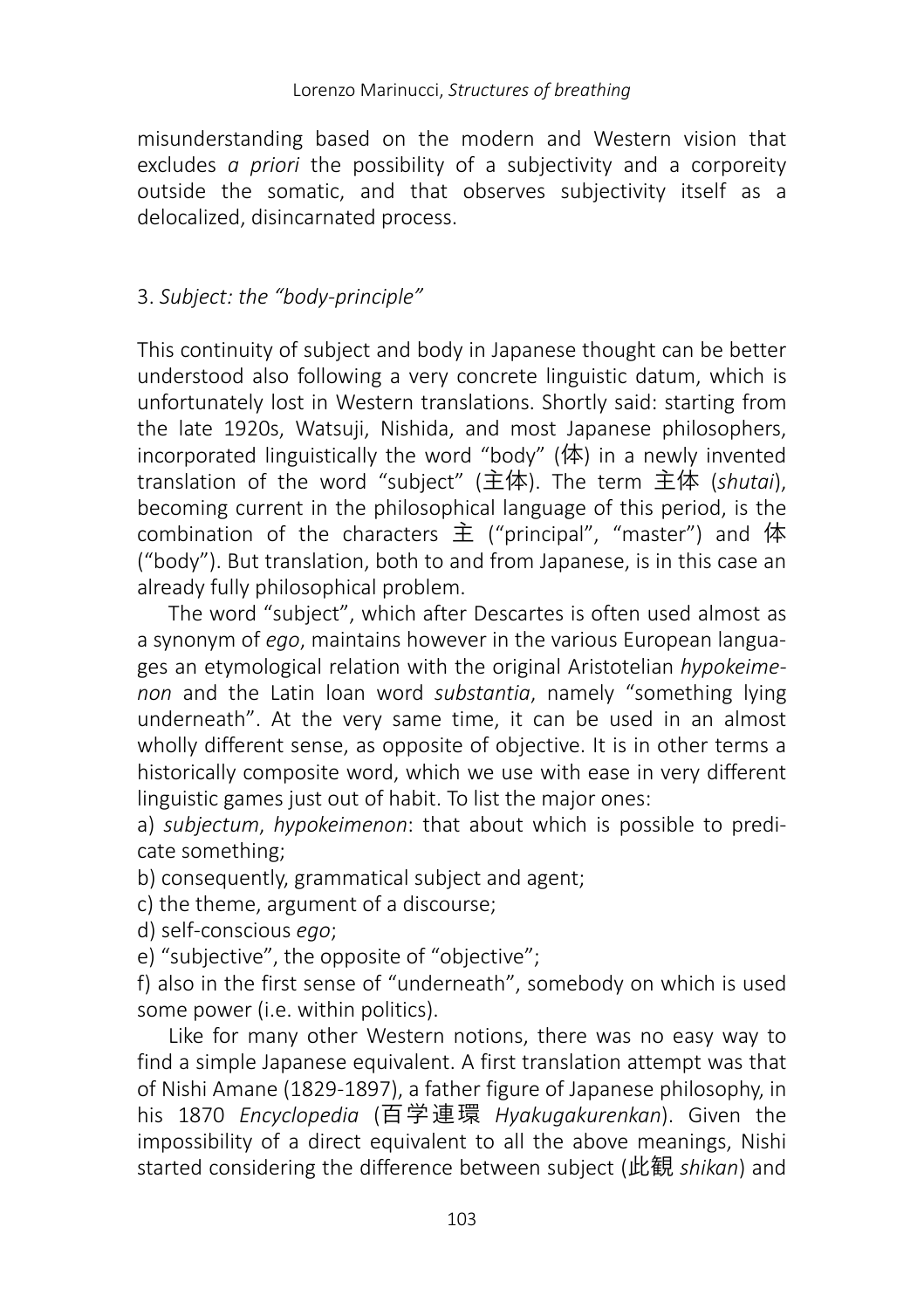misunderstanding based on the modern and Western vision that excludes *a priori* the possibility of a subjectivity and a corporeity outside the somatic, and that observes subjectivity itself as a delocalized, disincarnated process.

## 3. *Subject: the "body-principle"*

This continuity of subject and body in Japanese thought can be better understood also following a very concrete linguistic datum, which is unfortunately lost in Western translations. Shortly said: starting from the late 1920s, Watsuji, Nishida, and most Japanese philosophers, incorporated linguistically the word "body" (体) in a newly invented translation of the word "subject" (主体). The term 主体 (*shutai*), becoming current in the philosophical language of this period, is the combination of the characters 主 ("principal", "master") and 体 ("body"). But translation, both to and from Japanese, is in this case an already fully philosophical problem.

The word "subject", which after Descartes is often used almost as a synonym of *ego*, maintains however in the various European languages an etymological relation with the original Aristotelian *hypokeimenon* and the Latin loan word *substantia*, namely "something lying underneath". At the very same time, it can be used in an almost wholly different sense, as opposite of objective. It is in other terms a historically composite word, which we use with ease in very different linguistic games just out of habit. To list the major ones:

a) *subjectum*, *hypokeimenon*: that about which is possible to predicate something;
b) consequently, grammatical subject and agent;
c) the theme, argument of a discourse;
d) self-conscious *ego*;
e) "subjective", the opposite of "objective";
f) also in the first sense of "underneath", somebody on which is used some power (i.e. within politics).

Like for many other Western notions, there was no easy way to find a simple Japanese equivalent. A first translation attempt was that of Nishi Amane (1829-1897), a father figure of Japanese philosophy, in his 1870 *Encyclopedia* (百学連環 *Hyakugakurenkan*). Given the impossibility of a direct equivalent to all the above meanings, Nishi started considering the difference between subject (此観 *shikan*) and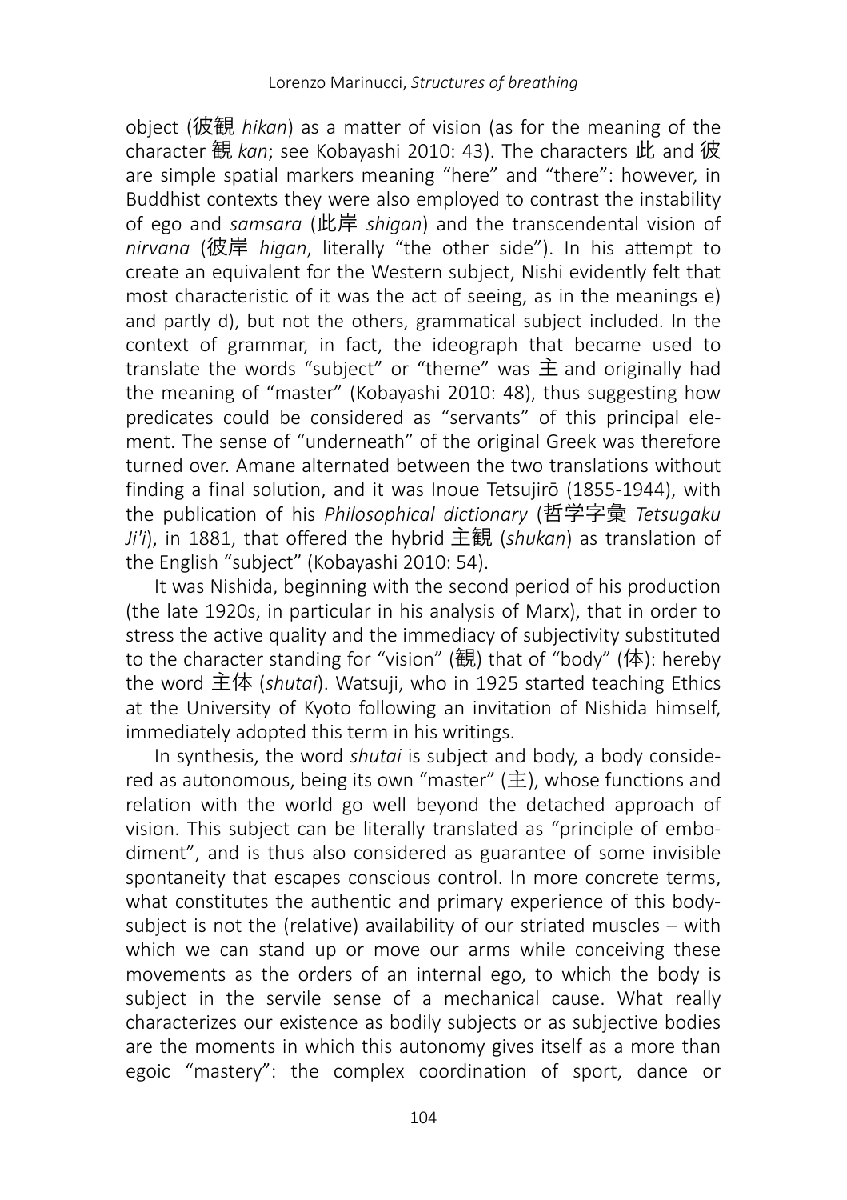object (彼観 *hikan*) as a matter of vision (as for the meaning of the character 観 *kan*; see Kobayashi 2010: 43). The characters 此 and 彼 are simple spatial markers meaning "here" and "there": however, in Buddhist contexts they were also employed to contrast the instability of ego and *samsara* (此岸 *shigan*) and the transcendental vision of *nirvana* (彼岸 *higan*, literally "the other side"). In his attempt to create an equivalent for the Western subject, Nishi evidently felt that most characteristic of it was the act of seeing, as in the meanings e) and partly d), but not the others, grammatical subject included. In the context of grammar, in fact, the ideograph that became used to translate the words "subject" or "theme" was 主 and originally had the meaning of "master" (Kobayashi 2010: 48), thus suggesting how predicates could be considered as "servants" of this principal element. The sense of "underneath" of the original Greek was therefore turned over. Amane alternated between the two translations without finding a final solution, and it was Inoue Tetsujirō (1855-1944), with the publication of his *Philosophical dictionary* (哲学字彙 *Tetsugaku Ji'i*), in 1881, that offered the hybrid 主観 (*shukan*) as translation of the English "subject" (Kobayashi 2010: 54).

It was Nishida, beginning with the second period of his production (the late 1920s, in particular in his analysis of Marx), that in order to stress the active quality and the immediacy of subjectivity substituted to the character standing for "vision" (観) that of "body" (体): hereby the word 主体 (*shutai*). Watsuji, who in 1925 started teaching Ethics at the University of Kyoto following an invitation of Nishida himself, immediately adopted this term in his writings.

In synthesis, the word *shutai* is subject and body, a body considered as autonomous, being its own "master" (主), whose functions and relation with the world go well beyond the detached approach of vision. This subject can be literally translated as "principle of embodiment", and is thus also considered as guarantee of some invisible spontaneity that escapes conscious control. In more concrete terms, what constitutes the authentic and primary experience of this body-subject is not the (relative) availability of our striated muscles – with which we can stand up or move our arms while conceiving these movements as the orders of an internal ego, to which the body is subject in the servile sense of a mechanical cause. What really characterizes our existence as bodily subjects or as subjective bodies are the moments in which this autonomy gives itself as a more than egoic "mastery": the complex coordination of sport, dance or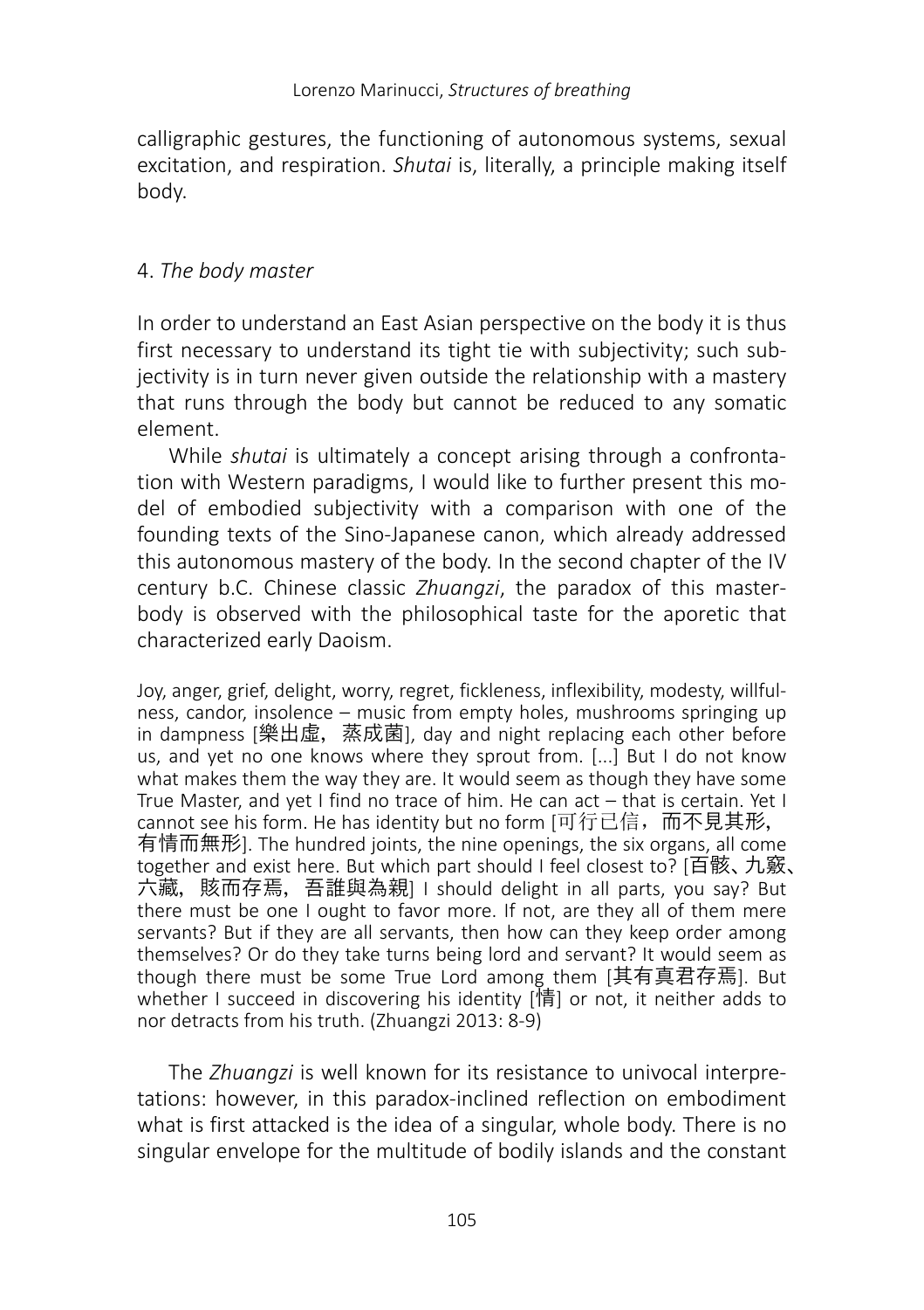calligraphic gestures, the functioning of autonomous systems, sexual excitation, and respiration. *Shutai* is, literally, a principle making itself body.

## 4. *The body master*

In order to understand an East Asian perspective on the body it is thus first necessary to understand its tight tie with subjectivity; such subjectivity is in turn never given outside the relationship with a mastery that runs through the body but cannot be reduced to any somatic element.

While *shutai* is ultimately a concept arising through a confrontation with Western paradigms, I would like to further present this model of embodied subjectivity with a comparison with one of the founding texts of the Sino-Japanese canon, which already addressed this autonomous mastery of the body. In the second chapter of the IV century b.C. Chinese classic *Zhuangzi*, the paradox of this master-body is observed with the philosophical taste for the aporetic that characterized early Daoism.

> Joy, anger, grief, delight, worry, regret, fickleness, inflexibility, modesty, willfulness, candor, insolence – music from empty holes, mushrooms springing up in dampness [樂出虛，蒸成菌], day and night replacing each other before us, and yet no one knows where they sprout from. [...] But I do not know what makes them the way they are. It would seem as though they have some True Master, and yet I find no trace of him. He can act – that is certain. Yet I cannot see his form. He has identity but no form [可行已信，而不見其形，有情而無形]. The hundred joints, the nine openings, the six organs, all come together and exist here. But which part should I feel closest to? [百骸、九竅、六藏，賅而存焉，吾誰與為親] I should delight in all parts, you say? But there must be one I ought to favor more. If not, are they all of them mere servants? But if they are all servants, then how can they keep order among themselves? Or do they take turns being lord and servant? It would seem as though there must be some True Lord among them [其有真君存焉]. But whether I succeed in discovering his identity [情] or not, it neither adds to nor detracts from his truth. (Zhuangzi 2013: 8-9)

The *Zhuangzi* is well known for its resistance to univocal interpretations: however, in this paradox-inclined reflection on embodiment what is first attacked is the idea of a singular, whole body. There is no singular envelope for the multitude of bodily islands and the constant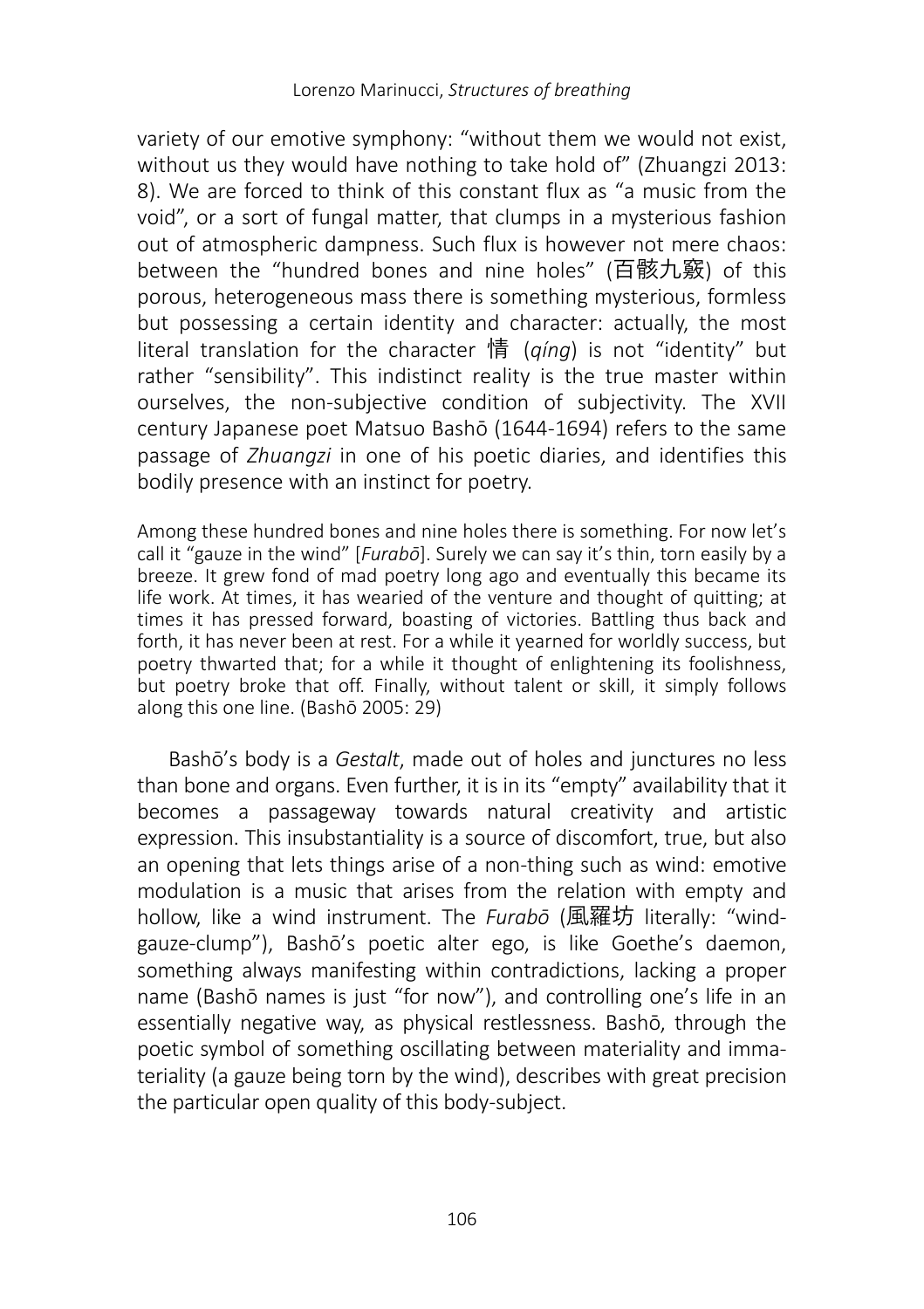variety of our emotive symphony: "without them we would not exist, without us they would have nothing to take hold of" (Zhuangzi 2013: 8). We are forced to think of this constant flux as "a music from the void", or a sort of fungal matter, that clumps in a mysterious fashion out of atmospheric dampness. Such flux is however not mere chaos: between the "hundred bones and nine holes" (百骸九竅) of this porous, heterogeneous mass there is something mysterious, formless but possessing a certain identity and character: actually, the most literal translation for the character 情 (*qíng*) is not "identity" but rather "sensibility". This indistinct reality is the true master within ourselves, the non-subjective condition of subjectivity. The XVII century Japanese poet Matsuo Bashō (1644-1694) refers to the same passage of *Zhuangzi* in one of his poetic diaries, and identifies this bodily presence with an instinct for poetry.

> Among these hundred bones and nine holes there is something. For now let's call it "gauze in the wind" [*Furabō*]. Surely we can say it's thin, torn easily by a breeze. It grew fond of mad poetry long ago and eventually this became its life work. At times, it has wearied of the venture and thought of quitting; at times it has pressed forward, boasting of victories. Battling thus back and forth, it has never been at rest. For a while it yearned for worldly success, but poetry thwarted that; for a while it thought of enlightening its foolishness, but poetry broke that off. Finally, without talent or skill, it simply follows along this one line. (Bashō 2005: 29)

Bashō's body is a *Gestalt*, made out of holes and junctures no less than bone and organs. Even further, it is in its "empty" availability that it becomes a passageway towards natural creativity and artistic expression. This insubstantiality is a source of discomfort, true, but also an opening that lets things arise of a non-thing such as wind: emotive modulation is a music that arises from the relation with empty and hollow, like a wind instrument. The *Furabō* (風羅坊 literally: "wind-gauze-clump"), Bashō's poetic alter ego, is like Goethe's daemon, something always manifesting within contradictions, lacking a proper name (Bashō names is just "for now"), and controlling one's life in an essentially negative way, as physical restlessness. Bashō, through the poetic symbol of something oscillating between materiality and immateriality (a gauze being torn by the wind), describes with great precision the particular open quality of this body-subject.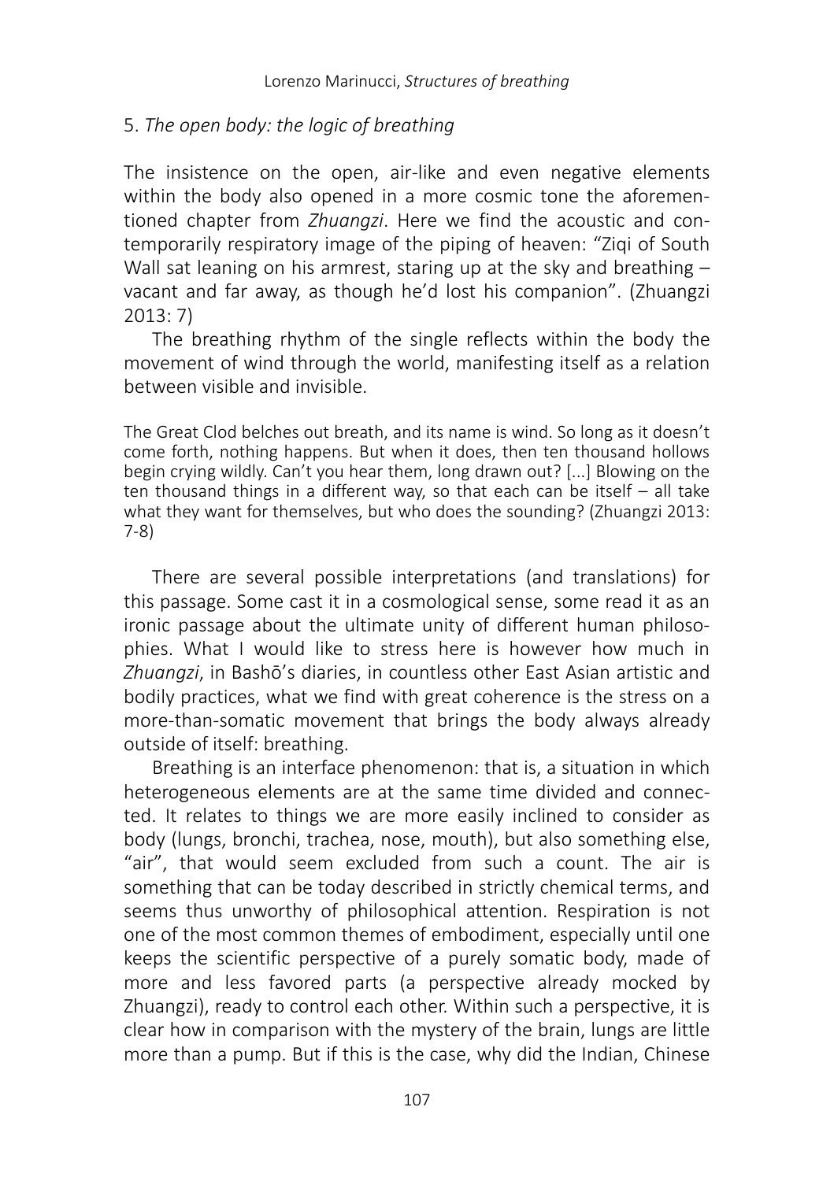## 5. *The open body: the logic of breathing*

The insistence on the open, air-like and even negative elements within the body also opened in a more cosmic tone the aforementioned chapter from *Zhuangzi*. Here we find the acoustic and contemporarily respiratory image of the piping of heaven: "Ziqi of South Wall sat leaning on his armrest, staring up at the sky and breathing – vacant and far away, as though he'd lost his companion". (Zhuangzi 2013: 7)

The breathing rhythm of the single reflects within the body the movement of wind through the world, manifesting itself as a relation between visible and invisible.

> The Great Clod belches out breath, and its name is wind. So long as it doesn't come forth, nothing happens. But when it does, then ten thousand hollows begin crying wildly. Can't you hear them, long drawn out? [...] Blowing on the ten thousand things in a different way, so that each can be itself – all take what they want for themselves, but who does the sounding? (Zhuangzi 2013: 7-8)

There are several possible interpretations (and translations) for this passage. Some cast it in a cosmological sense, some read it as an ironic passage about the ultimate unity of different human philosophies. What I would like to stress here is however how much in *Zhuangzi*, in Bashō's diaries, in countless other East Asian artistic and bodily practices, what we find with great coherence is the stress on a more-than-somatic movement that brings the body always already outside of itself: breathing.

Breathing is an interface phenomenon: that is, a situation in which heterogeneous elements are at the same time divided and connected. It relates to things we are more easily inclined to consider as body (lungs, bronchi, trachea, nose, mouth), but also something else, "air", that would seem excluded from such a count. The air is something that can be today described in strictly chemical terms, and seems thus unworthy of philosophical attention. Respiration is not one of the most common themes of embodiment, especially until one keeps the scientific perspective of a purely somatic body, made of more and less favored parts (a perspective already mocked by Zhuangzi), ready to control each other. Within such a perspective, it is clear how in comparison with the mystery of the brain, lungs are little more than a pump. But if this is the case, why did the Indian, Chinese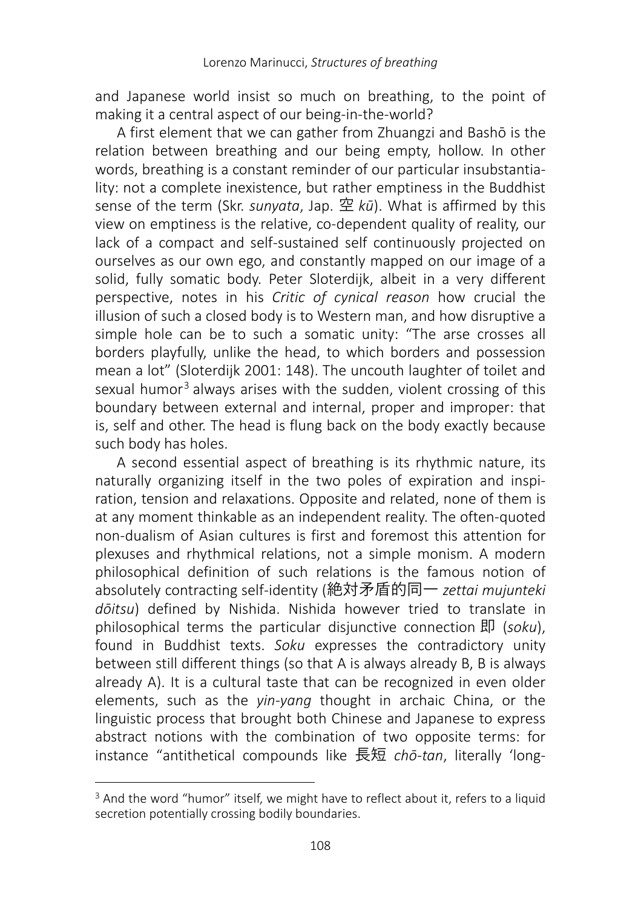and Japanese world insist so much on breathing, to the point of making it a central aspect of our being-in-the-world?

A first element that we can gather from Zhuangzi and Bashō is the relation between breathing and our being empty, hollow. In other words, breathing is a constant reminder of our particular insubstantiality: not a complete inexistence, but rather emptiness in the Buddhist sense of the term (Skr. *sunyata*, Jap. 空 *kū*). What is affirmed by this view on emptiness is the relative, co-dependent quality of reality, our lack of a compact and self-sustained self continuously projected on ourselves as our own ego, and constantly mapped on our image of a solid, fully somatic body. Peter Sloterdijk, albeit in a very different perspective, notes in his *Critic of cynical reason* how crucial the illusion of such a closed body is to Western man, and how disruptive a simple hole can be to such a somatic unity: "The arse crosses all borders playfully, unlike the head, to which borders and possession mean a lot" (Sloterdijk 2001: 148). The uncouth laughter of toilet and sexual humor[3] always arises with the sudden, violent crossing of this boundary between external and internal, proper and improper: that is, self and other. The head is flung back on the body exactly because such body has holes.

A second essential aspect of breathing is its rhythmic nature, its naturally organizing itself in the two poles of expiration and inspiration, tension and relaxations. Opposite and related, none of them is at any moment thinkable as an independent reality. The often-quoted non-dualism of Asian cultures is first and foremost this attention for plexuses and rhythmical relations, not a simple monism. A modern philosophical definition of such relations is the famous notion of absolutely contracting self-identity (絶対矛盾的同一 *zettai mujunteki dōitsu*) defined by Nishida. Nishida however tried to translate in philosophical terms the particular disjunctive connection 即 (*soku*), found in Buddhist texts. *Soku* expresses the contradictory unity between still different things (so that A is always already B, B is always already A). It is a cultural taste that can be recognized in even older elements, such as the *yin-yang* thought in archaic China, or the linguistic process that brought both Chinese and Japanese to express abstract notions with the combination of two opposite terms: for instance "antithetical compounds like 長短 *chō-tan*, literally 'long-

---

[3] And the word "humor" itself, we might have to reflect about it, refers to a liquid secretion potentially crossing bodily boundaries.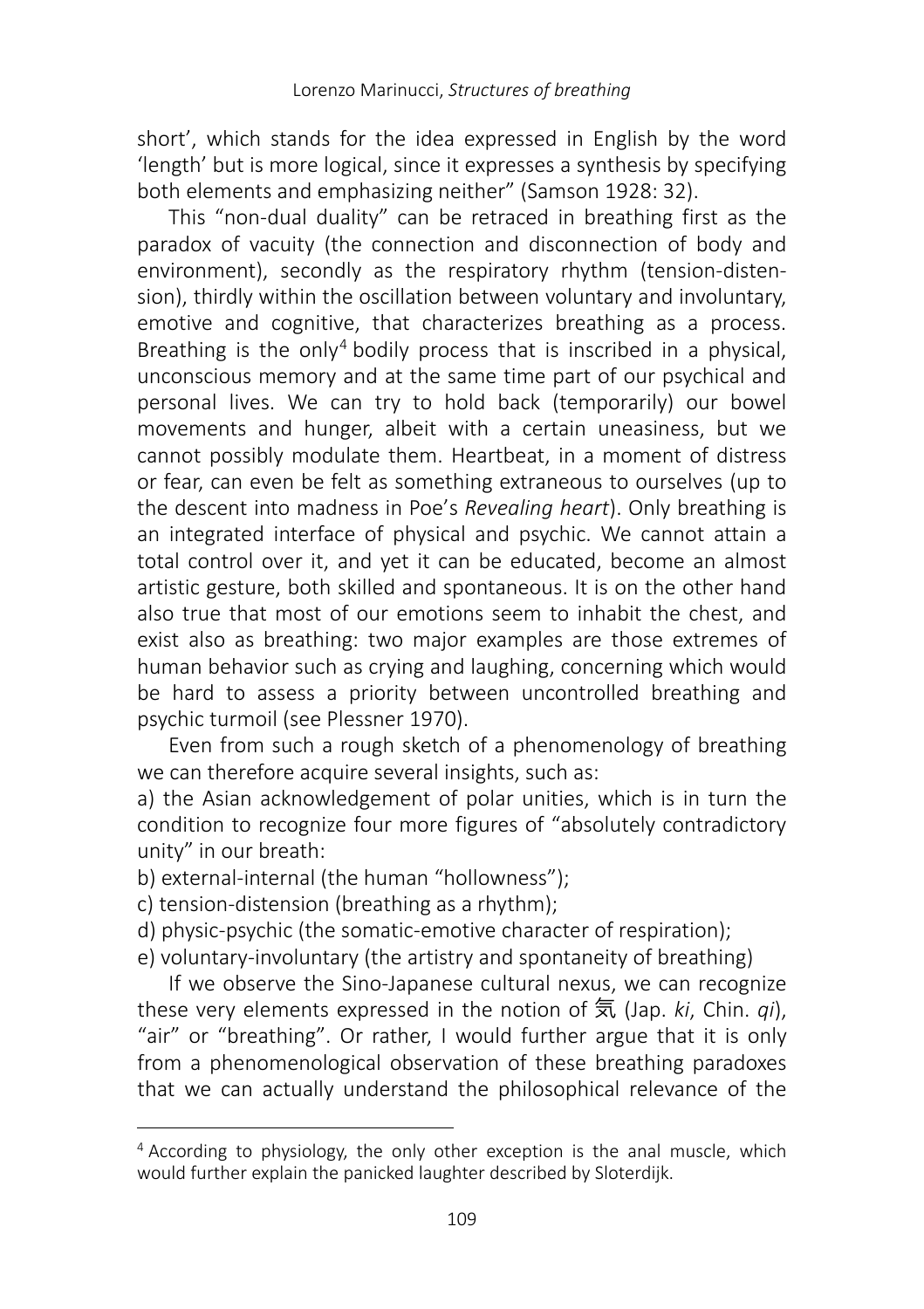short', which stands for the idea expressed in English by the word 'length' but is more logical, since it expresses a synthesis by specifying both elements and emphasizing neither" (Samson 1928: 32).

This "non-dual duality" can be retraced in breathing first as the paradox of vacuity (the connection and disconnection of body and environment), secondly as the respiratory rhythm (tension-distension), thirdly within the oscillation between voluntary and involuntary, emotive and cognitive, that characterizes breathing as a process. Breathing is the only[4] bodily process that is inscribed in a physical, unconscious memory and at the same time part of our psychical and personal lives. We can try to hold back (temporarily) our bowel movements and hunger, albeit with a certain uneasiness, but we cannot possibly modulate them. Heartbeat, in a moment of distress or fear, can even be felt as something extraneous to ourselves (up to the descent into madness in Poe's *Revealing heart*). Only breathing is an integrated interface of physical and psychic. We cannot attain a total control over it, and yet it can be educated, become an almost artistic gesture, both skilled and spontaneous. It is on the other hand also true that most of our emotions seem to inhabit the chest, and exist also as breathing: two major examples are those extremes of human behavior such as crying and laughing, concerning which would be hard to assess a priority between uncontrolled breathing and psychic turmoil (see Plessner 1970).

Even from such a rough sketch of a phenomenology of breathing we can therefore acquire several insights, such as:

a) the Asian acknowledgement of polar unities, which is in turn the condition to recognize four more figures of "absolutely contradictory unity" in our breath:

b) external-internal (the human "hollowness");

c) tension-distension (breathing as a rhythm);

d) physic-psychic (the somatic-emotive character of respiration);

e) voluntary-involuntary (the artistry and spontaneity of breathing)

If we observe the Sino-Japanese cultural nexus, we can recognize these very elements expressed in the notion of 気 (Jap. *ki*, Chin. *qi*), "air" or "breathing". Or rather, I would further argue that it is only from a phenomenological observation of these breathing paradoxes that we can actually understand the philosophical relevance of the

[4] According to physiology, the only other exception is the anal muscle, which would further explain the panicked laughter described by Sloterdijk.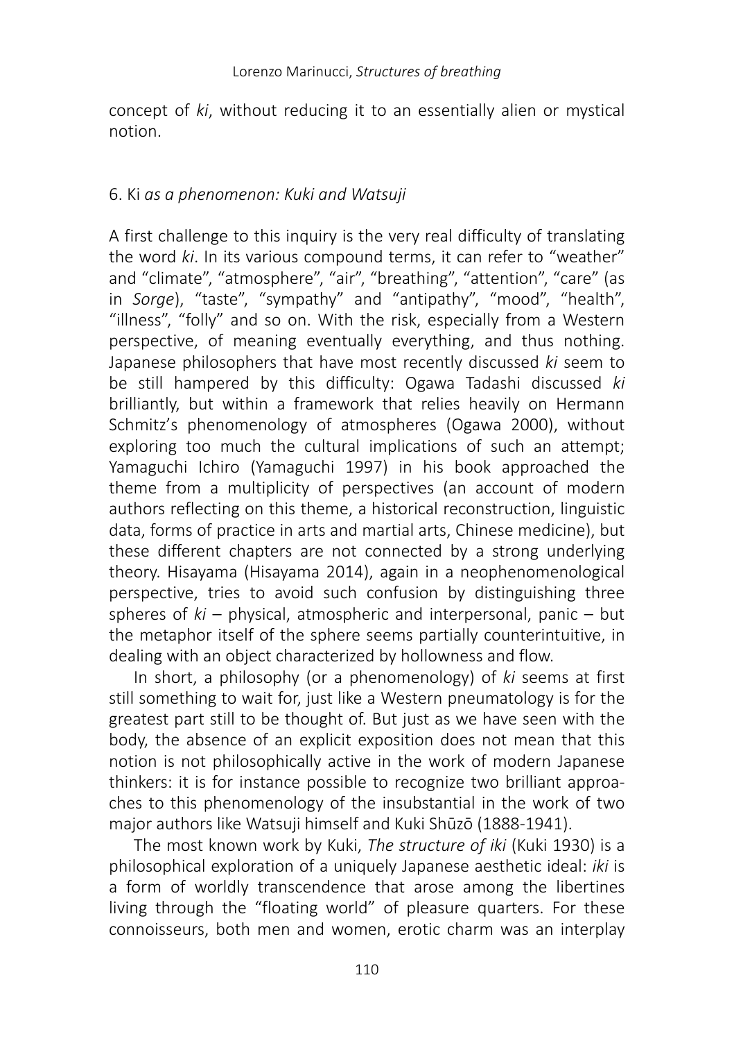concept of *ki*, without reducing it to an essentially alien or mystical notion.

## 6. Ki *as a phenomenon: Kuki and Watsuji*

A first challenge to this inquiry is the very real difficulty of translating the word *ki*. In its various compound terms, it can refer to "weather" and "climate", "atmosphere", "air", "breathing", "attention", "care" (as in *Sorge*), "taste", "sympathy" and "antipathy", "mood", "health", "illness", "folly" and so on. With the risk, especially from a Western perspective, of meaning eventually everything, and thus nothing. Japanese philosophers that have most recently discussed *ki* seem to be still hampered by this difficulty: Ogawa Tadashi discussed *ki* brilliantly, but within a framework that relies heavily on Hermann Schmitz's phenomenology of atmospheres (Ogawa 2000), without exploring too much the cultural implications of such an attempt; Yamaguchi Ichiro (Yamaguchi 1997) in his book approached the theme from a multiplicity of perspectives (an account of modern authors reflecting on this theme, a historical reconstruction, linguistic data, forms of practice in arts and martial arts, Chinese medicine), but these different chapters are not connected by a strong underlying theory. Hisayama (Hisayama 2014), again in a neophenomenological perspective, tries to avoid such confusion by distinguishing three spheres of *ki* – physical, atmospheric and interpersonal, panic – but the metaphor itself of the sphere seems partially counterintuitive, in dealing with an object characterized by hollowness and flow.

In short, a philosophy (or a phenomenology) of *ki* seems at first still something to wait for, just like a Western pneumatology is for the greatest part still to be thought of. But just as we have seen with the body, the absence of an explicit exposition does not mean that this notion is not philosophically active in the work of modern Japanese thinkers: it is for instance possible to recognize two brilliant approaches to this phenomenology of the insubstantial in the work of two major authors like Watsuji himself and Kuki Shūzō (1888-1941).

The most known work by Kuki, *The structure of iki* (Kuki 1930) is a philosophical exploration of a uniquely Japanese aesthetic ideal: *iki* is a form of worldly transcendence that arose among the libertines living through the "floating world" of pleasure quarters. For these connoisseurs, both men and women, erotic charm was an interplay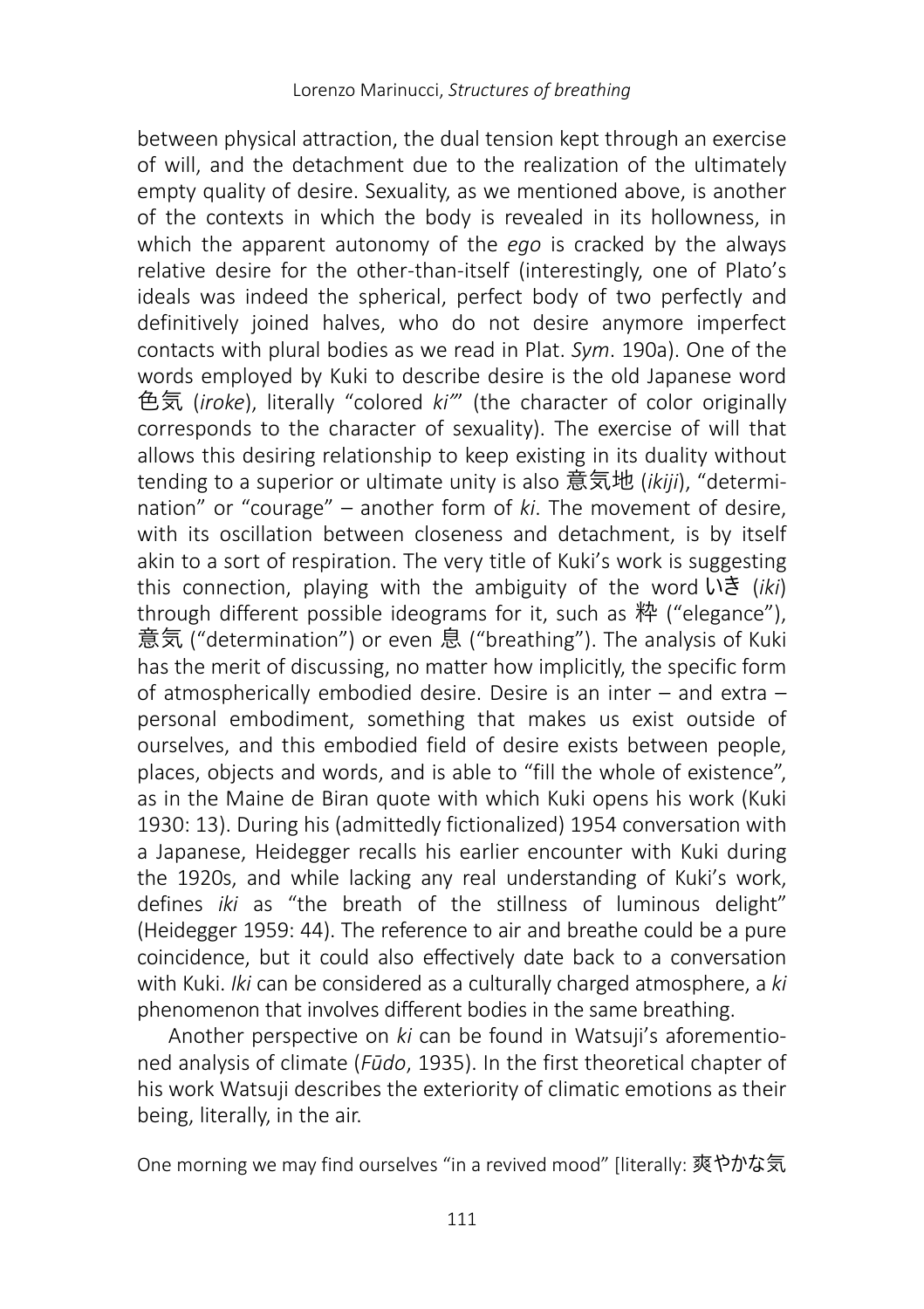between physical attraction, the dual tension kept through an exercise of will, and the detachment due to the realization of the ultimately empty quality of desire. Sexuality, as we mentioned above, is another of the contexts in which the body is revealed in its hollowness, in which the apparent autonomy of the *ego* is cracked by the always relative desire for the other-than-itself (interestingly, one of Plato's ideals was indeed the spherical, perfect body of two perfectly and definitively joined halves, who do not desire anymore imperfect contacts with plural bodies as we read in Plat. *Sym*. 190a). One of the words employed by Kuki to describe desire is the old Japanese word 色気 (*iroke*), literally "colored *ki*"" (the character of color originally corresponds to the character of sexuality). The exercise of will that allows this desiring relationship to keep existing in its duality without tending to a superior or ultimate unity is also 意気地 (*ikiji*), "determination" or "courage" – another form of *ki*. The movement of desire, with its oscillation between closeness and detachment, is by itself akin to a sort of respiration. The very title of Kuki's work is suggesting this connection, playing with the ambiguity of the word いき (*iki*) through different possible ideograms for it, such as 粋 ("elegance"), 意気 ("determination") or even 息 ("breathing"). The analysis of Kuki has the merit of discussing, no matter how implicitly, the specific form of atmospherically embodied desire. Desire is an inter – and extra – personal embodiment, something that makes us exist outside of ourselves, and this embodied field of desire exists between people, places, objects and words, and is able to "fill the whole of existence", as in the Maine de Biran quote with which Kuki opens his work (Kuki 1930: 13). During his (admittedly fictionalized) 1954 conversation with a Japanese, Heidegger recalls his earlier encounter with Kuki during the 1920s, and while lacking any real understanding of Kuki's work, defines *iki* as "the breath of the stillness of luminous delight" (Heidegger 1959: 44). The reference to air and breathe could be a pure coincidence, but it could also effectively date back to a conversation with Kuki. *Iki* can be considered as a culturally charged atmosphere, a *ki* phenomenon that involves different bodies in the same breathing.

Another perspective on *ki* can be found in Watsuji's aforementioned analysis of climate (*Fūdo*, 1935). In the first theoretical chapter of his work Watsuji describes the exteriority of climatic emotions as their being, literally, in the air.

One morning we may find ourselves "in a revived mood" [literally: 爽やかな気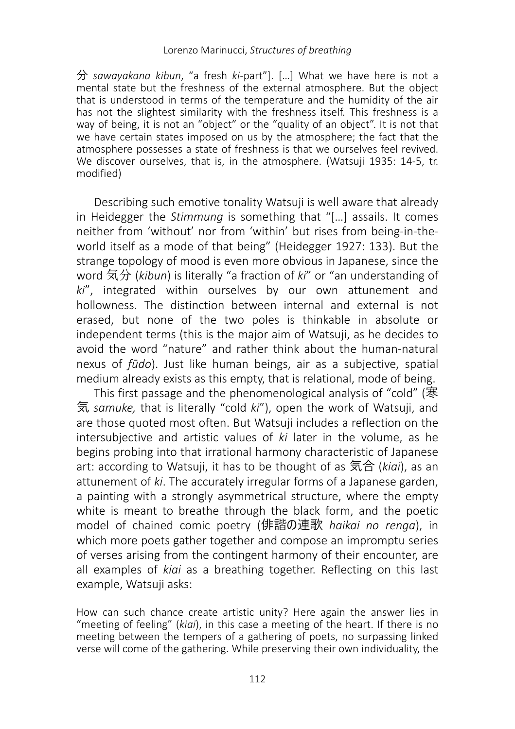分 *sawayakana kibun*, "a fresh *ki*-part"]. […] What we have here is not a mental state but the freshness of the external atmosphere. But the object that is understood in terms of the temperature and the humidity of the air has not the slightest similarity with the freshness itself. This freshness is a way of being, it is not an "object" or the "quality of an object". It is not that we have certain states imposed on us by the atmosphere; the fact that the atmosphere possesses a state of freshness is that we ourselves feel revived. We discover ourselves, that is, in the atmosphere. (Watsuji 1935: 14-5, tr. modified)

Describing such emotive tonality Watsuji is well aware that already in Heidegger the *Stimmung* is something that "[…] assails. It comes neither from 'without' nor from 'within' but rises from being-in-the-world itself as a mode of that being" (Heidegger 1927: 133). But the strange topology of mood is even more obvious in Japanese, since the word 気分 (*kibun*) is literally "a fraction of *ki*" or "an understanding of *ki*", integrated within ourselves by our own attunement and hollowness. The distinction between internal and external is not erased, but none of the two poles is thinkable in absolute or independent terms (this is the major aim of Watsuji, as he decides to avoid the word "nature" and rather think about the human-natural nexus of *fūdo*). Just like human beings, air as a subjective, spatial medium already exists as this empty, that is relational, mode of being.

This first passage and the phenomenological analysis of "cold" (寒気 *samuke,* that is literally "cold *ki*"), open the work of Watsuji, and are those quoted most often. But Watsuji includes a reflection on the intersubjective and artistic values of *ki* later in the volume, as he begins probing into that irrational harmony characteristic of Japanese art: according to Watsuji, it has to be thought of as 気合 (*kiai*), as an attunement of *ki*. The accurately irregular forms of a Japanese garden, a painting with a strongly asymmetrical structure, where the empty white is meant to breathe through the black form, and the poetic model of chained comic poetry (俳諧の連歌 *haikai no renga*), in which more poets gather together and compose an impromptu series of verses arising from the contingent harmony of their encounter, are all examples of *kiai* as a breathing together. Reflecting on this last example, Watsuji asks:

How can such chance create artistic unity? Here again the answer lies in "meeting of feeling" (*kiai*), in this case a meeting of the heart. If there is no meeting between the tempers of a gathering of poets, no surpassing linked verse will come of the gathering. While preserving their own individuality, the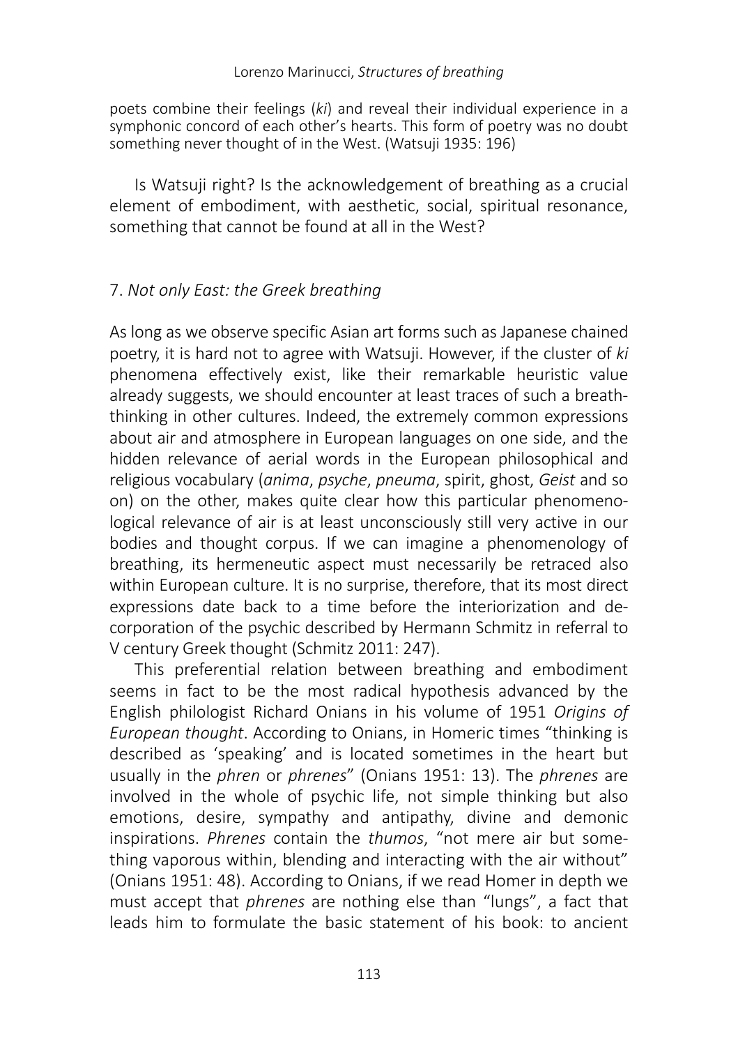poets combine their feelings (*ki*) and reveal their individual experience in a symphonic concord of each other's hearts. This form of poetry was no doubt something never thought of in the West. (Watsuji 1935: 196)

Is Watsuji right? Is the acknowledgement of breathing as a crucial element of embodiment, with aesthetic, social, spiritual resonance, something that cannot be found at all in the West?

## 7. *Not only East: the Greek breathing*

As long as we observe specific Asian art forms such as Japanese chained poetry, it is hard not to agree with Watsuji. However, if the cluster of *ki* phenomena effectively exist, like their remarkable heuristic value already suggests, we should encounter at least traces of such a breath-thinking in other cultures. Indeed, the extremely common expressions about air and atmosphere in European languages on one side, and the hidden relevance of aerial words in the European philosophical and religious vocabulary (*anima*, *psyche*, *pneuma*, spirit, ghost, *Geist* and so on) on the other, makes quite clear how this particular phenomenological relevance of air is at least unconsciously still very active in our bodies and thought corpus. If we can imagine a phenomenology of breathing, its hermeneutic aspect must necessarily be retraced also within European culture. It is no surprise, therefore, that its most direct expressions date back to a time before the interiorization and de-corporation of the psychic described by Hermann Schmitz in referral to V century Greek thought (Schmitz 2011: 247).

This preferential relation between breathing and embodiment seems in fact to be the most radical hypothesis advanced by the English philologist Richard Onians in his volume of 1951 *Origins of European thought*. According to Onians, in Homeric times "thinking is described as 'speaking' and is located sometimes in the heart but usually in the *phren* or *phrenes*" (Onians 1951: 13). The *phrenes* are involved in the whole of psychic life, not simple thinking but also emotions, desire, sympathy and antipathy, divine and demonic inspirations. *Phrenes* contain the *thumos*, "not mere air but something vaporous within, blending and interacting with the air without" (Onians 1951: 48). According to Onians, if we read Homer in depth we must accept that *phrenes* are nothing else than "lungs", a fact that leads him to formulate the basic statement of his book: to ancient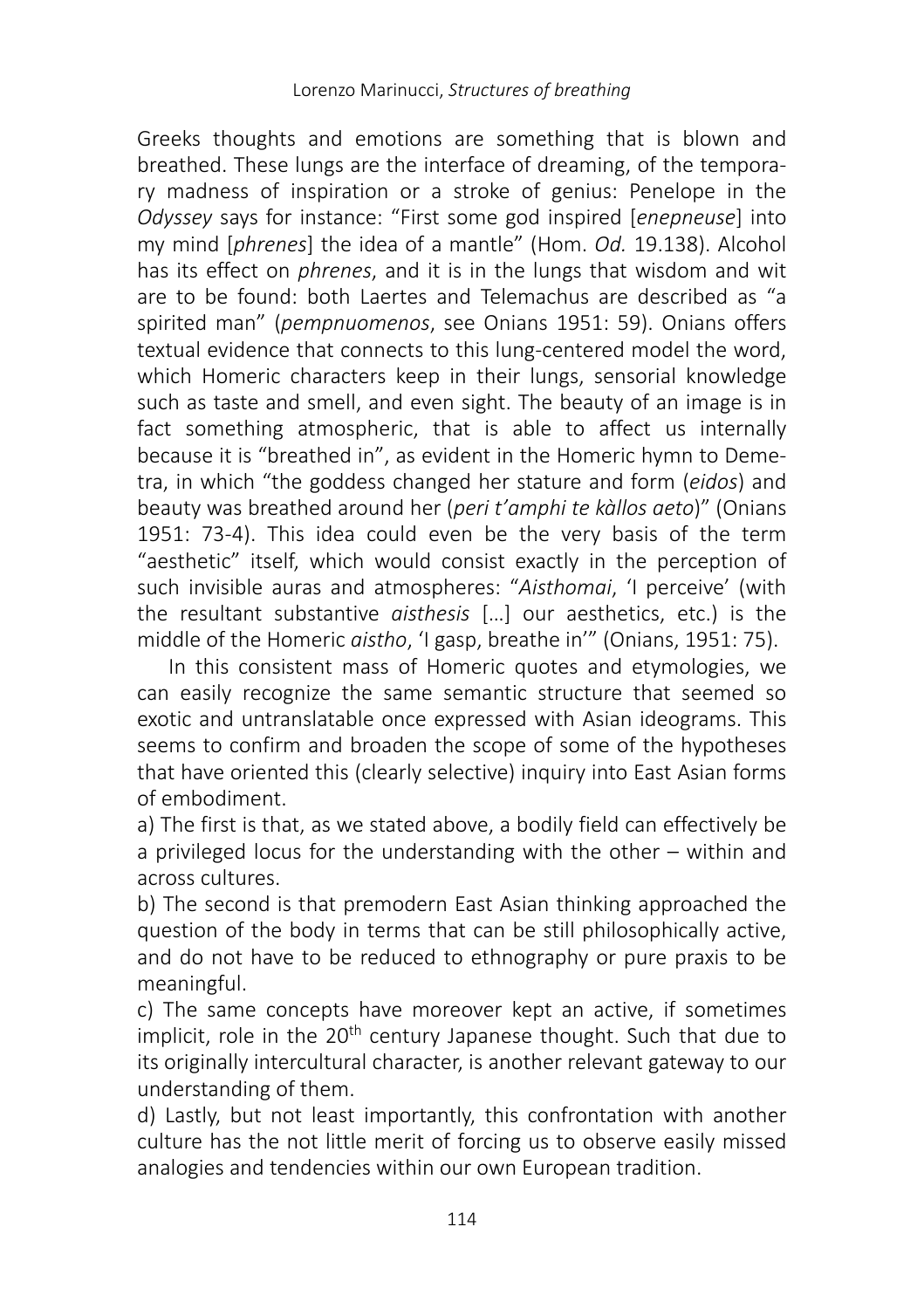Greeks thoughts and emotions are something that is blown and breathed. These lungs are the interface of dreaming, of the temporary madness of inspiration or a stroke of genius: Penelope in the *Odyssey* says for instance: "First some god inspired [*enepneuse*] into my mind [*phrenes*] the idea of a mantle" (Hom. *Od.* 19.138). Alcohol has its effect on *phrenes*, and it is in the lungs that wisdom and wit are to be found: both Laertes and Telemachus are described as "a spirited man" (*pempnuomenos*, see Onians 1951: 59). Onians offers textual evidence that connects to this lung-centered model the word, which Homeric characters keep in their lungs, sensorial knowledge such as taste and smell, and even sight. The beauty of an image is in fact something atmospheric, that is able to affect us internally because it is "breathed in", as evident in the Homeric hymn to Demetra, in which "the goddess changed her stature and form (*eidos*) and beauty was breathed around her (*peri t'amphi te kàllos aeto*)" (Onians 1951: 73-4). This idea could even be the very basis of the term "aesthetic" itself, which would consist exactly in the perception of such invisible auras and atmospheres: "*Aisthomai*, 'I perceive' (with the resultant substantive *aisthesis* […] our aesthetics, etc.) is the middle of the Homeric *aistho*, 'I gasp, breathe in'" (Onians, 1951: 75).

In this consistent mass of Homeric quotes and etymologies, we can easily recognize the same semantic structure that seemed so exotic and untranslatable once expressed with Asian ideograms. This seems to confirm and broaden the scope of some of the hypotheses that have oriented this (clearly selective) inquiry into East Asian forms of embodiment.

a) The first is that, as we stated above, a bodily field can effectively be a privileged locus for the understanding with the other – within and across cultures.

b) The second is that premodern East Asian thinking approached the question of the body in terms that can be still philosophically active, and do not have to be reduced to ethnography or pure praxis to be meaningful.

c) The same concepts have moreover kept an active, if sometimes implicit, role in the 20th century Japanese thought. Such that due to its originally intercultural character, is another relevant gateway to our understanding of them.

d) Lastly, but not least importantly, this confrontation with another culture has the not little merit of forcing us to observe easily missed analogies and tendencies within our own European tradition.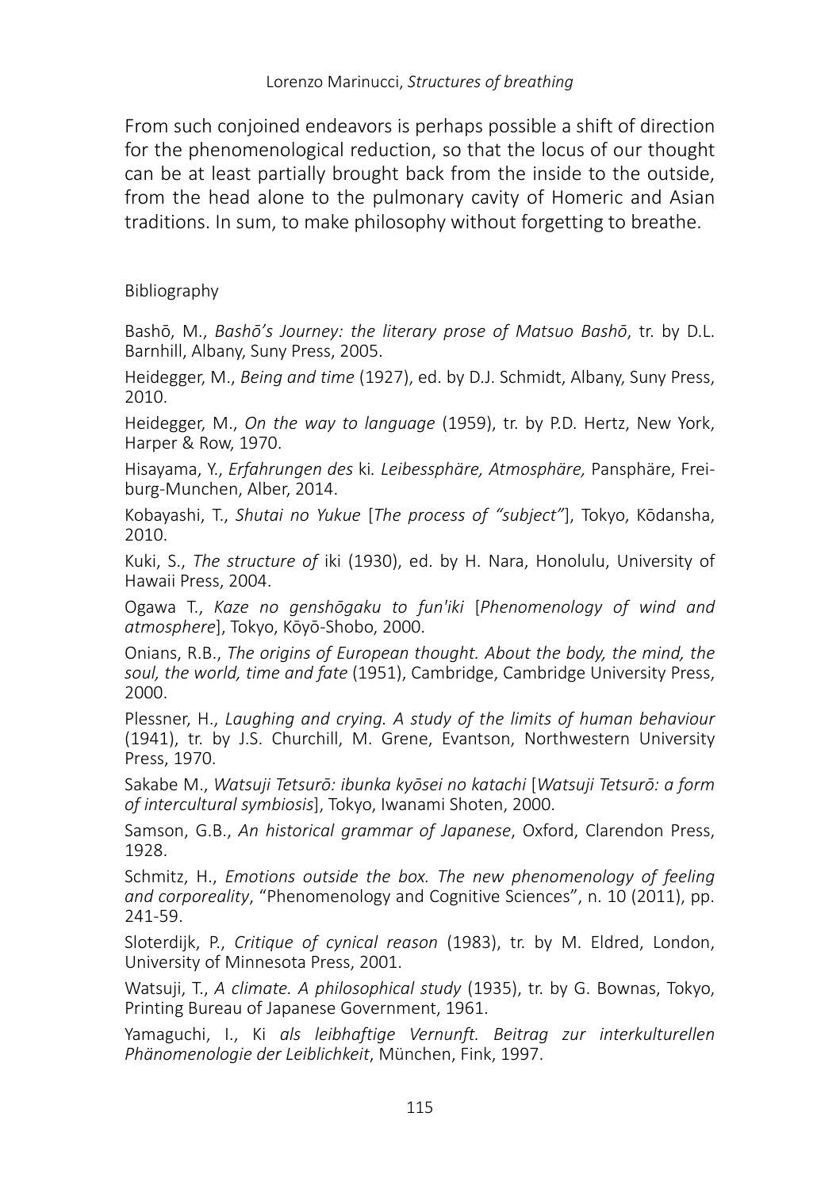From such conjoined endeavors is perhaps possible a shift of direction for the phenomenological reduction, so that the locus of our thought can be at least partially brought back from the inside to the outside, from the head alone to the pulmonary cavity of Homeric and Asian traditions. In sum, to make philosophy without forgetting to breathe.

## Bibliography

Bashō, M., *Bashō's Journey: the literary prose of Matsuo Bashō*, tr. by D.L. Barnhill, Albany, Suny Press, 2005.

Heidegger, M., *Being and time* (1927), ed. by D.J. Schmidt, Albany, Suny Press, 2010.

Heidegger, M., *On the way to language* (1959), tr. by P.D. Hertz, New York, Harper & Row, 1970.

Hisayama, Y., *Erfahrungen des* ki*. Leibessphäre, Atmosphäre,* Pansphäre, Freiburg-Munchen, Alber, 2014.

Kobayashi, T., *Shutai no Yukue* [*The process of "subject"*], Tokyo, Kōdansha, 2010.

Kuki, S., *The structure of* iki (1930), ed. by H. Nara, Honolulu, University of Hawaii Press, 2004.

Ogawa T., *Kaze no genshōgaku to fun'iki* [*Phenomenology of wind and atmosphere*], Tokyo, Kōyō-Shobo, 2000.

Onians, R.B., *The origins of European thought. About the body, the mind, the soul, the world, time and fate* (1951), Cambridge, Cambridge University Press, 2000.

Plessner, H., *Laughing and crying. A study of the limits of human behaviour* (1941), tr. by J.S. Churchill, M. Grene, Evantson, Northwestern University Press, 1970.

Sakabe M., *Watsuji Tetsurō: ibunka kyōsei no katachi* [*Watsuji Tetsurō: a form of intercultural symbiosis*], Tokyo, Iwanami Shoten, 2000.

Samson, G.B., *An historical grammar of Japanese*, Oxford, Clarendon Press, 1928.

Schmitz, H., *Emotions outside the box. The new phenomenology of feeling and corporeality*, "Phenomenology and Cognitive Sciences", n. 10 (2011), pp. 241-59.

Sloterdijk, P., *Critique of cynical reason* (1983), tr. by M. Eldred, London, University of Minnesota Press, 2001.

Watsuji, T., *A climate. A philosophical study* (1935), tr. by G. Bownas, Tokyo, Printing Bureau of Japanese Government, 1961.

Yamaguchi, I., Ki *als leibhaftige Vernunft. Beitrag zur interkulturellen Phänomenologie der Leiblichkeit*, München, Fink, 1997.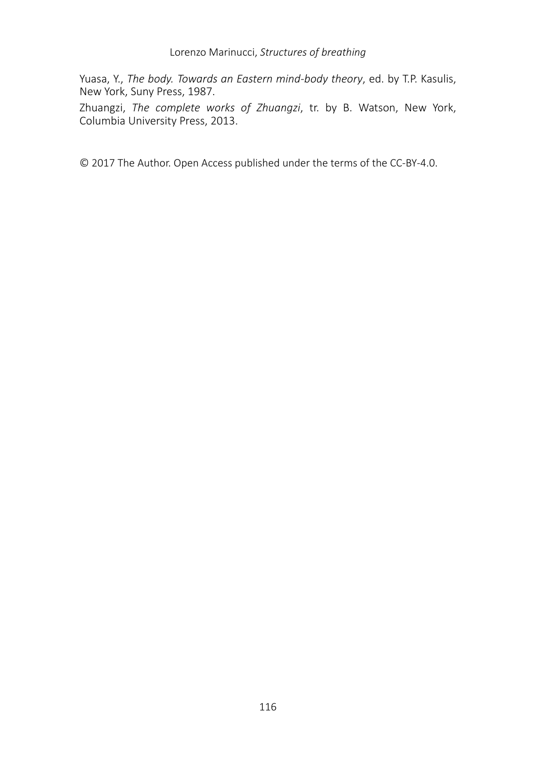Yuasa, Y., *The body. Towards an Eastern mind-body theory*, ed. by T.P. Kasulis, New York, Suny Press, 1987.

Zhuangzi, *The complete works of Zhuangzi*, tr. by B. Watson, New York, Columbia University Press, 2013.

© 2017 The Author. Open Access published under the terms of the CC-BY-4.0.